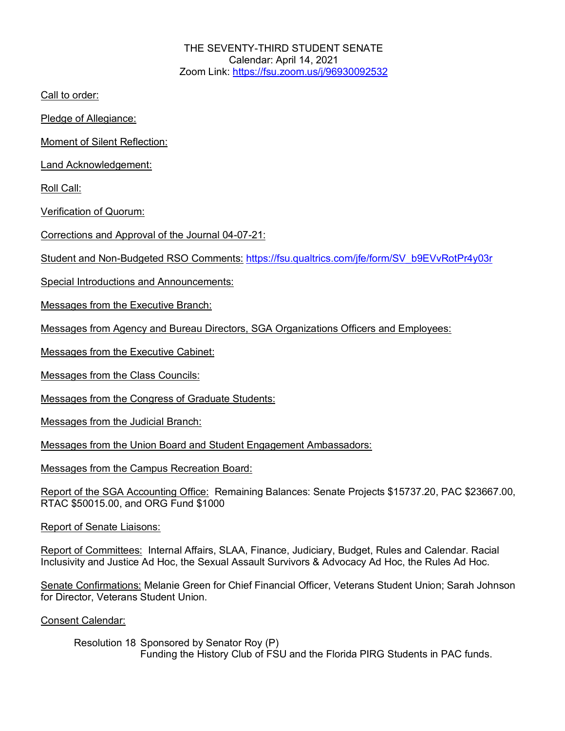THE SEVENTY-THIRD STUDENT SENATE
Calendar: April 14, 2021
Zoom Link: https://fsu.zoom.us/j/96930092532

Call to order:

Pledge of Allegiance:

Moment of Silent Reflection:

Land Acknowledgement:

Roll Call:

Verification of Quorum:

Corrections and Approval of the Journal 04-07-21:

Student and Non-Budgeted RSO Comments: https://fsu.qualtrics.com/jfe/form/SV_b9EVvRotPr4y03r

Special Introductions and Announcements:

Messages from the Executive Branch:

Messages from Agency and Bureau Directors, SGA Organizations Officers and Employees:

Messages from the Executive Cabinet:

Messages from the Class Councils:

Messages from the Congress of Graduate Students:

Messages from the Judicial Branch:

Messages from the Union Board and Student Engagement Ambassadors:

Messages from the Campus Recreation Board:

Report of the SGA Accounting Office: Remaining Balances: Senate Projects $15737.20, PAC $23667.00, RTAC $50015.00, and ORG Fund $1000

Report of Senate Liaisons:

Report of Committees: Internal Affairs, SLAA, Finance, Judiciary, Budget, Rules and Calendar. Racial Inclusivity and Justice Ad Hoc, the Sexual Assault Survivors & Advocacy Ad Hoc, the Rules Ad Hoc.

Senate Confirmations: Melanie Green for Chief Financial Officer, Veterans Student Union; Sarah Johnson for Director, Veterans Student Union.

Consent Calendar:

Resolution 18 Sponsored by Senator Roy (P)
Funding the History Club of FSU and the Florida PIRG Students in PAC funds.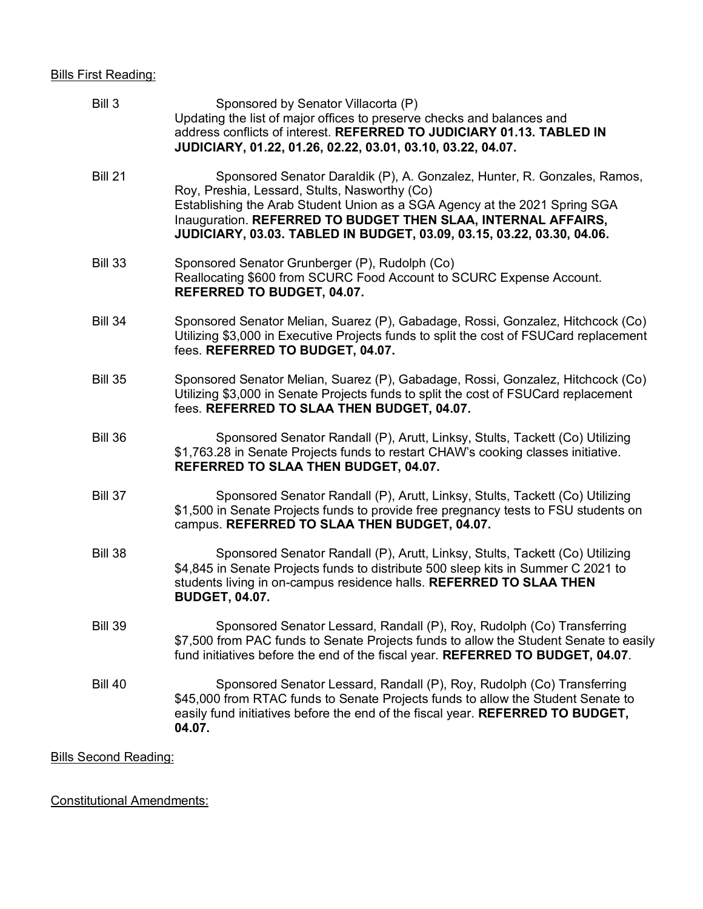<u>Bills First Reading:</u>

Bill 3 — Sponsored by Senator Villacorta (P)
Updating the list of major offices to preserve checks and balances and address conflicts of interest. **REFERRED TO JUDICIARY 01.13. TABLED IN JUDICIARY, 01.22, 01.26, 02.22, 03.01, 03.10, 03.22, 04.07.**

Bill 21 — Sponsored Senator Daraldik (P), A. Gonzalez, Hunter, R. Gonzales, Ramos, Roy, Preshia, Lessard, Stults, Nasworthy (Co)
Establishing the Arab Student Union as a SGA Agency at the 2021 Spring SGA Inauguration. **REFERRED TO BUDGET THEN SLAA, INTERNAL AFFAIRS, JUDICIARY, 03.03. TABLED IN BUDGET, 03.09, 03.15, 03.22, 03.30, 04.06.**

Bill 33 — Sponsored Senator Grunberger (P), Rudolph (Co)
Reallocating $600 from SCURC Food Account to SCURC Expense Account. **REFERRED TO BUDGET, 04.07.**

Bill 34 — Sponsored Senator Melian, Suarez (P), Gabadage, Rossi, Gonzalez, Hitchcock (Co)
Utilizing $3,000 in Executive Projects funds to split the cost of FSUCard replacement fees. **REFERRED TO BUDGET, 04.07.**

Bill 35 — Sponsored Senator Melian, Suarez (P), Gabadage, Rossi, Gonzalez, Hitchcock (Co)
Utilizing $3,000 in Senate Projects funds to split the cost of FSUCard replacement fees. **REFERRED TO SLAA THEN BUDGET, 04.07.**

Bill 36 — Sponsored Senator Randall (P), Arutt, Linksy, Stults, Tackett (Co) Utilizing $1,763.28 in Senate Projects funds to restart CHAW's cooking classes initiative. **REFERRED TO SLAA THEN BUDGET, 04.07.**

Bill 37 — Sponsored Senator Randall (P), Arutt, Linksy, Stults, Tackett (Co) Utilizing $1,500 in Senate Projects funds to provide free pregnancy tests to FSU students on campus. **REFERRED TO SLAA THEN BUDGET, 04.07.**

Bill 38 — Sponsored Senator Randall (P), Arutt, Linksy, Stults, Tackett (Co) Utilizing $4,845 in Senate Projects funds to distribute 500 sleep kits in Summer C 2021 to students living in on-campus residence halls. **REFERRED TO SLAA THEN BUDGET, 04.07.**

Bill 39 — Sponsored Senator Lessard, Randall (P), Roy, Rudolph (Co) Transferring $7,500 from PAC funds to Senate Projects funds to allow the Student Senate to easily fund initiatives before the end of the fiscal year. **REFERRED TO BUDGET, 04.07**.

Bill 40 — Sponsored Senator Lessard, Randall (P), Roy, Rudolph (Co) Transferring $45,000 from RTAC funds to Senate Projects funds to allow the Student Senate to easily fund initiatives before the end of the fiscal year. **REFERRED TO BUDGET, 04.07.**

<u>Bills Second Reading:</u>

<u>Constitutional Amendments:</u>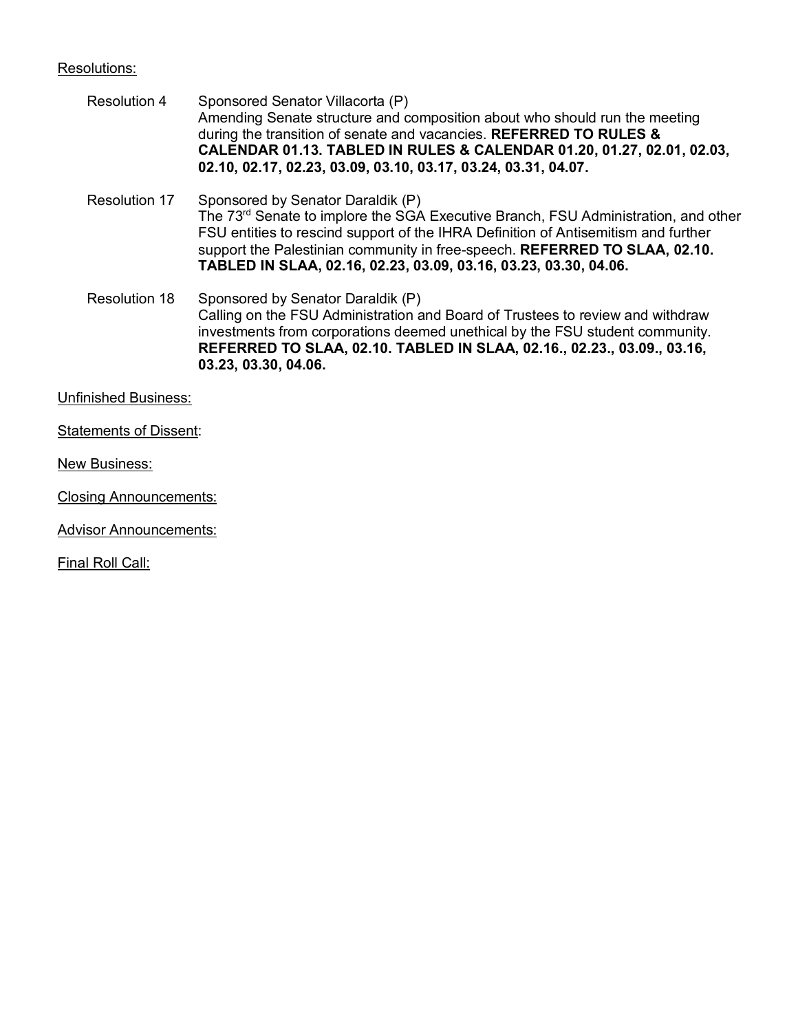Resolutions:

Resolution 4 — Sponsored Senator Villacorta (P)
Amending Senate structure and composition about who should run the meeting during the transition of senate and vacancies. **REFERRED TO RULES & CALENDAR 01.13. TABLED IN RULES & CALENDAR 01.20, 01.27, 02.01, 02.03, 02.10, 02.17, 02.23, 03.09, 03.10, 03.17, 03.24, 03.31, 04.07.**

Resolution 17 — Sponsored by Senator Daraldik (P)
The 73rd Senate to implore the SGA Executive Branch, FSU Administration, and other FSU entities to rescind support of the IHRA Definition of Antisemitism and further support the Palestinian community in free-speech. **REFERRED TO SLAA, 02.10. TABLED IN SLAA, 02.16, 02.23, 03.09, 03.16, 03.23, 03.30, 04.06.**

Resolution 18 — Sponsored by Senator Daraldik (P)
Calling on the FSU Administration and Board of Trustees to review and withdraw investments from corporations deemed unethical by the FSU student community. **REFERRED TO SLAA, 02.10. TABLED IN SLAA, 02.16., 02.23., 03.09., 03.16, 03.23, 03.30, 04.06.**

Unfinished Business:

Statements of Dissent:

New Business:

Closing Announcements:

Advisor Announcements:

Final Roll Call: